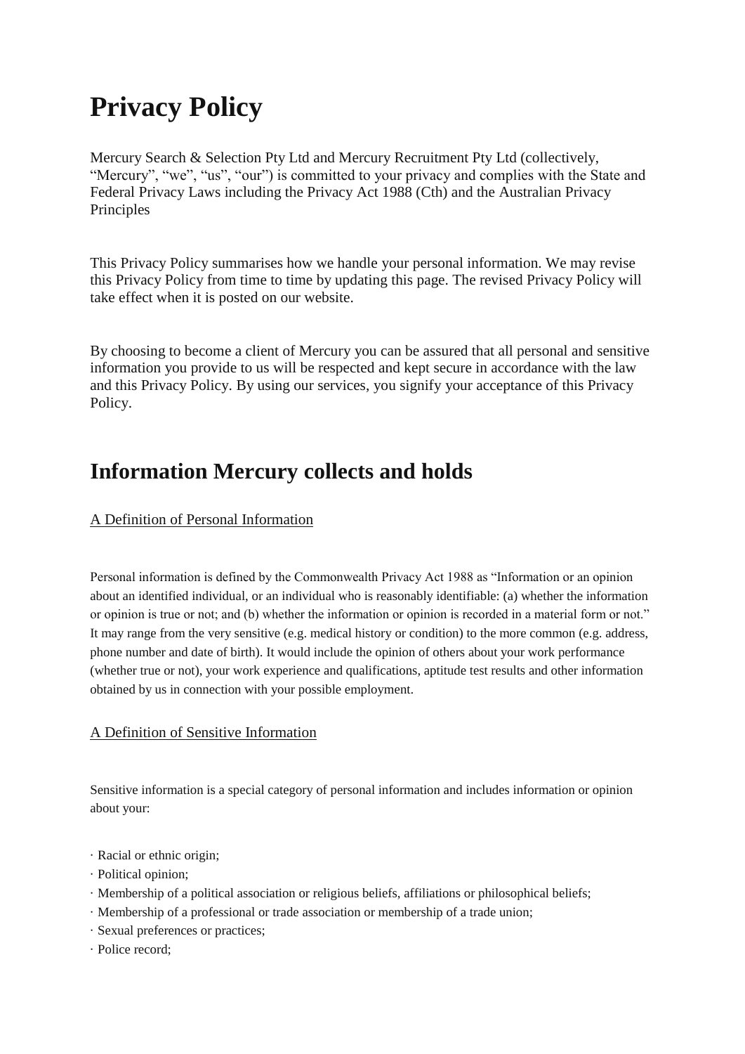# Privacy Policy

Mercury Search & Selection Pty Ltd and Mercury Recruitment Pty Ltd (collectively, "Mercury", "we", "us", "our") is committed to your privacy and complies with the State and Federal Privacy Laws including the Privacy Act 1988 (Cth) and the Australian Privacy Principles

This Privacy Policy summarises how we handle your personal information. We may revise this Privacy Policy from time to time by updating this page. The revised Privacy Policy will take effect when it is posted on our website.

By choosing to become a client of Mercury you can be assured that all personal and sensitive information you provide to us will be respected and kept secure in accordance with the law and this Privacy Policy. By using our services, you signify your acceptance of this Privacy Policy.

## Information Mercury collects and holds

A Definition of Personal Information

Personal information is defined by the Commonwealth Privacy Act 1988 as "Information or an opinion about an identified individual, or an individual who is reasonably identifiable: (a) whether the information or opinion is true or not; and (b) whether the information or opinion is recorded in a material form or not." It may range from the very sensitive (e.g. medical history or condition) to the more common (e.g. address, phone number and date of birth). It would include the opinion of others about your work performance (whether true or not), your work experience and qualifications, aptitude test results and other information obtained by us in connection with your possible employment.

A Definition of Sensitive Information

Sensitive information is a special category of personal information and includes information or opinion about your:

- Racial or ethnic origin;
- Political opinion;
- Membership of a political association or religious beliefs, affiliations or philosophical beliefs;
- Membership of a professional or trade association or membership of a trade union;
- Sexual preferences or practices;
- Police record;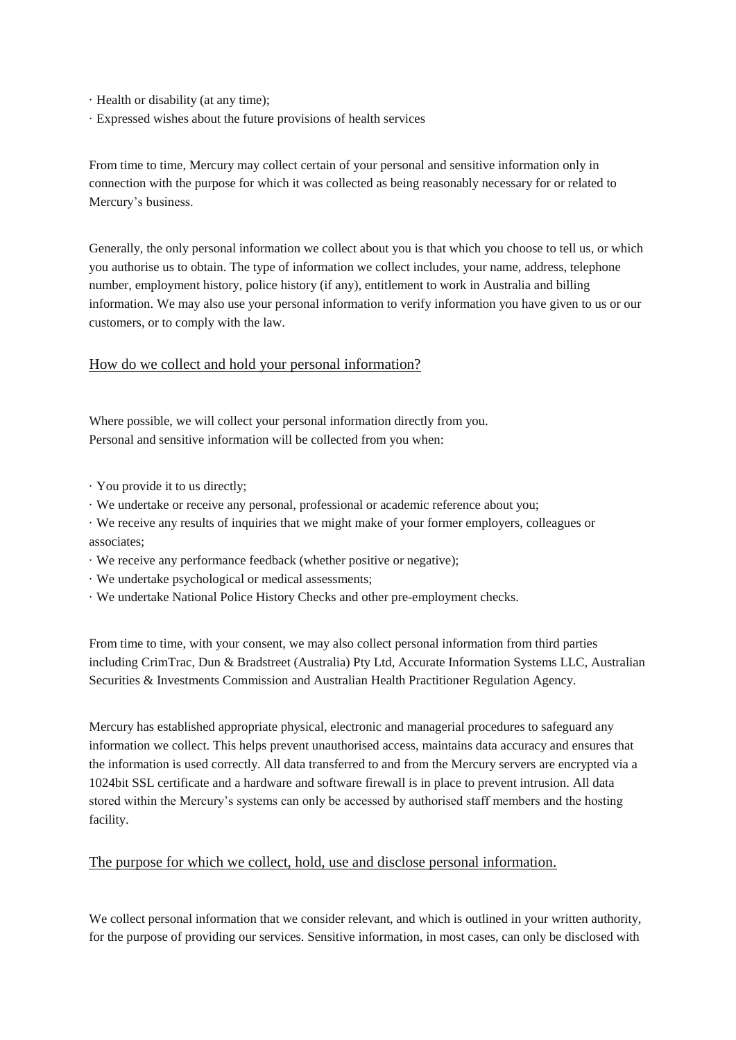· Health or disability (at any time);
· Expressed wishes about the future provisions of health services

From time to time, Mercury may collect certain of your personal and sensitive information only in connection with the purpose for which it was collected as being reasonably necessary for or related to Mercury's business.

Generally, the only personal information we collect about you is that which you choose to tell us, or which you authorise us to obtain. The type of information we collect includes, your name, address, telephone number, employment history, police history (if any), entitlement to work in Australia and billing information. We may also use your personal information to verify information you have given to us or our customers, or to comply with the law.

## How do we collect and hold your personal information?

Where possible, we will collect your personal information directly from you.
Personal and sensitive information will be collected from you when:

· You provide it to us directly;
· We undertake or receive any personal, professional or academic reference about you;
· We receive any results of inquiries that we might make of your former employers, colleagues or associates;
· We receive any performance feedback (whether positive or negative);
· We undertake psychological or medical assessments;
· We undertake National Police History Checks and other pre-employment checks.

From time to time, with your consent, we may also collect personal information from third parties including CrimTrac, Dun & Bradstreet (Australia) Pty Ltd, Accurate Information Systems LLC, Australian Securities & Investments Commission and Australian Health Practitioner Regulation Agency.

Mercury has established appropriate physical, electronic and managerial procedures to safeguard any information we collect. This helps prevent unauthorised access, maintains data accuracy and ensures that the information is used correctly. All data transferred to and from the Mercury servers are encrypted via a 1024bit SSL certificate and a hardware and software firewall is in place to prevent intrusion. All data stored within the Mercury's systems can only be accessed by authorised staff members and the hosting facility.

## The purpose for which we collect, hold, use and disclose personal information.

We collect personal information that we consider relevant, and which is outlined in your written authority, for the purpose of providing our services. Sensitive information, in most cases, can only be disclosed with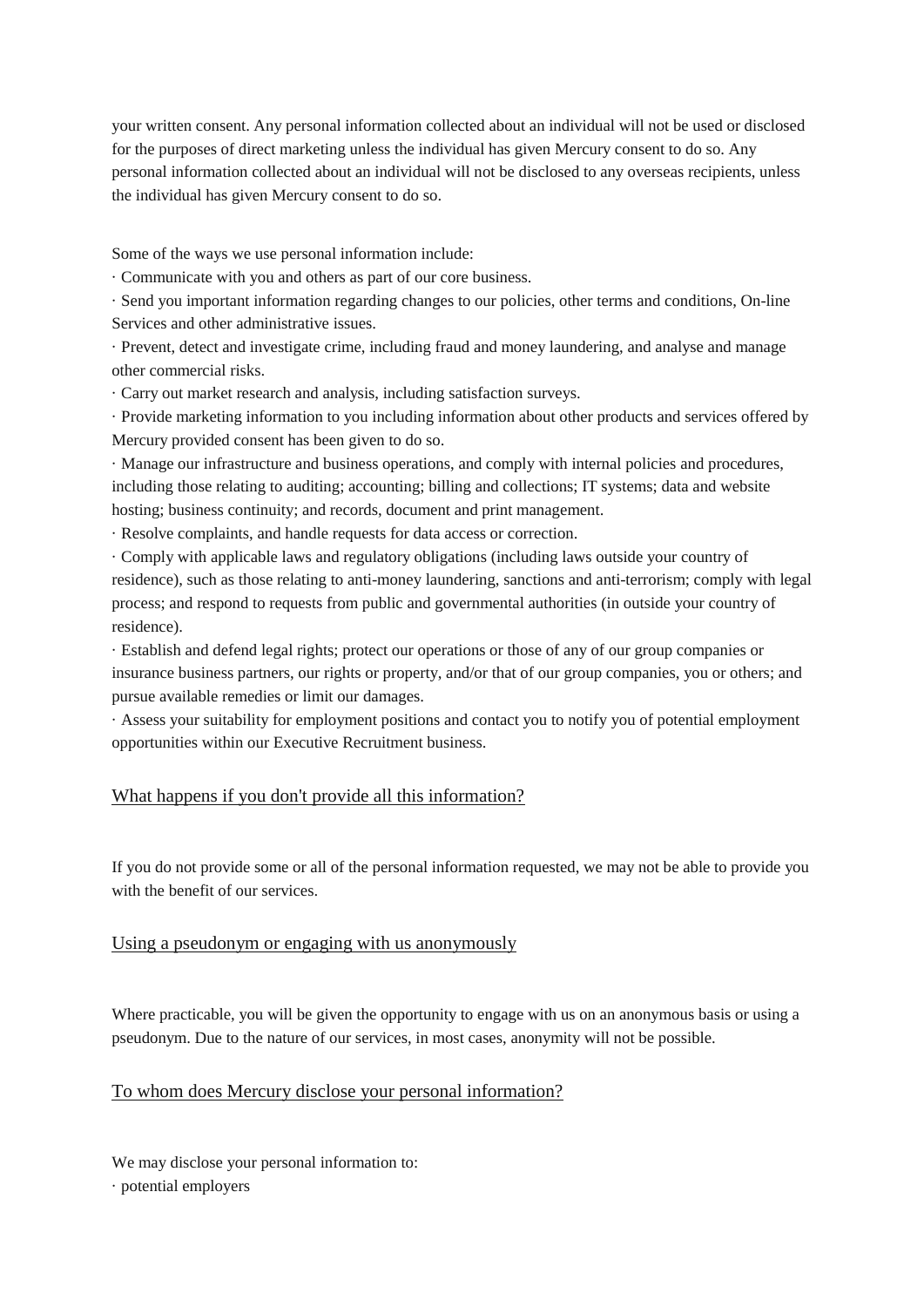your written consent. Any personal information collected about an individual will not be used or disclosed for the purposes of direct marketing unless the individual has given Mercury consent to do so. Any personal information collected about an individual will not be disclosed to any overseas recipients, unless the individual has given Mercury consent to do so.

Some of the ways we use personal information include:

· Communicate with you and others as part of our core business.

· Send you important information regarding changes to our policies, other terms and conditions, On-line Services and other administrative issues.

· Prevent, detect and investigate crime, including fraud and money laundering, and analyse and manage other commercial risks.

· Carry out market research and analysis, including satisfaction surveys.

· Provide marketing information to you including information about other products and services offered by Mercury provided consent has been given to do so.

· Manage our infrastructure and business operations, and comply with internal policies and procedures, including those relating to auditing; accounting; billing and collections; IT systems; data and website hosting; business continuity; and records, document and print management.

· Resolve complaints, and handle requests for data access or correction.

· Comply with applicable laws and regulatory obligations (including laws outside your country of residence), such as those relating to anti-money laundering, sanctions and anti-terrorism; comply with legal process; and respond to requests from public and governmental authorities (in outside your country of residence).

· Establish and defend legal rights; protect our operations or those of any of our group companies or insurance business partners, our rights or property, and/or that of our group companies, you or others; and pursue available remedies or limit our damages.

· Assess your suitability for employment positions and contact you to notify you of potential employment opportunities within our Executive Recruitment business.

## What happens if you don't provide all this information?

If you do not provide some or all of the personal information requested, we may not be able to provide you with the benefit of our services.

## Using a pseudonym or engaging with us anonymously

Where practicable, you will be given the opportunity to engage with us on an anonymous basis or using a pseudonym. Due to the nature of our services, in most cases, anonymity will not be possible.

## To whom does Mercury disclose your personal information?

We may disclose your personal information to:

· potential employers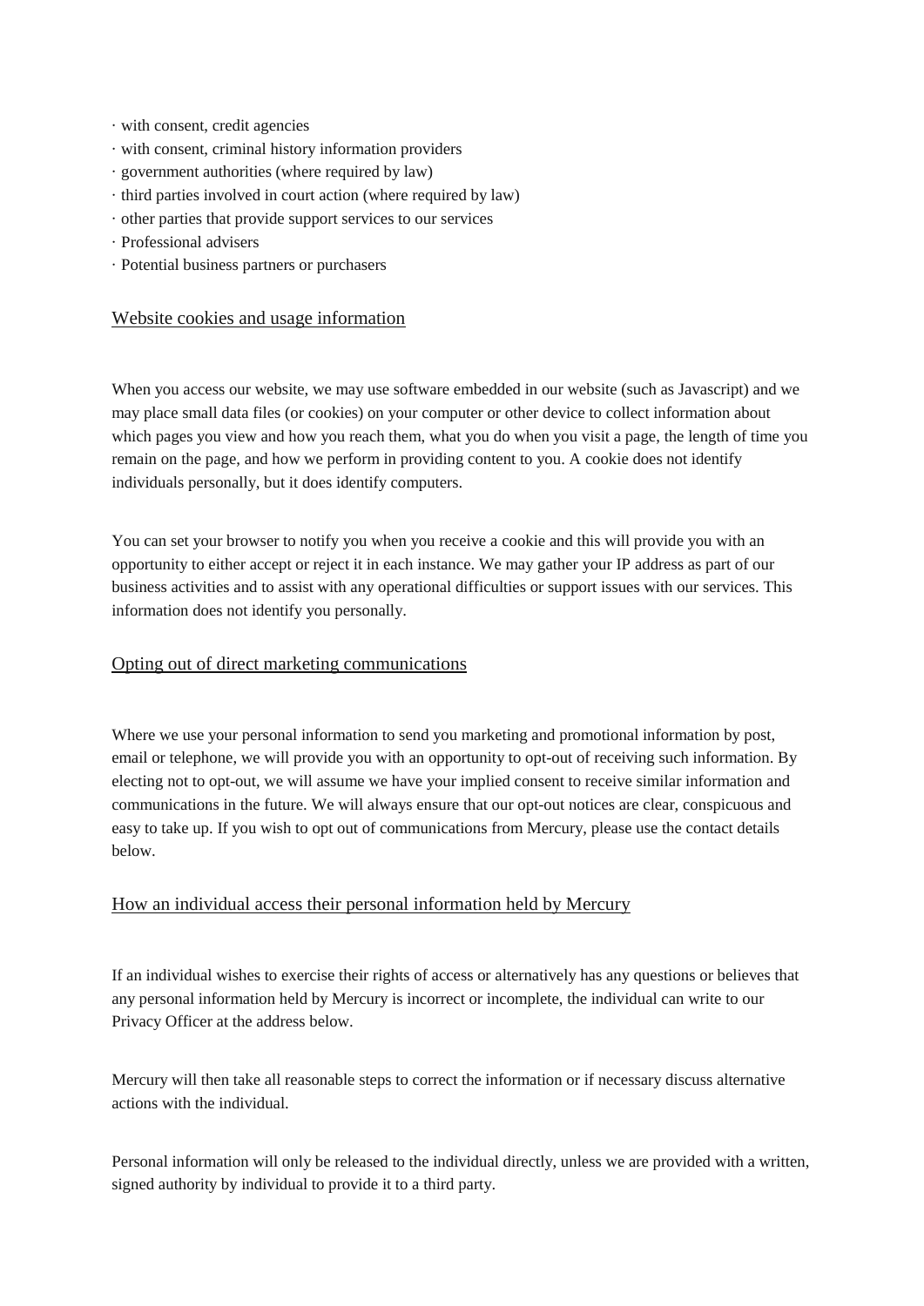· with consent, credit agencies
· with consent, criminal history information providers
· government authorities (where required by law)
· third parties involved in court action (where required by law)
· other parties that provide support services to our services
· Professional advisers
· Potential business partners or purchasers

## Website cookies and usage information

When you access our website, we may use software embedded in our website (such as Javascript) and we may place small data files (or cookies) on your computer or other device to collect information about which pages you view and how you reach them, what you do when you visit a page, the length of time you remain on the page, and how we perform in providing content to you. A cookie does not identify individuals personally, but it does identify computers.

You can set your browser to notify you when you receive a cookie and this will provide you with an opportunity to either accept or reject it in each instance. We may gather your IP address as part of our business activities and to assist with any operational difficulties or support issues with our services. This information does not identify you personally.

## Opting out of direct marketing communications

Where we use your personal information to send you marketing and promotional information by post, email or telephone, we will provide you with an opportunity to opt-out of receiving such information. By electing not to opt-out, we will assume we have your implied consent to receive similar information and communications in the future. We will always ensure that our opt-out notices are clear, conspicuous and easy to take up. If you wish to opt out of communications from Mercury, please use the contact details below.

## How an individual access their personal information held by Mercury

If an individual wishes to exercise their rights of access or alternatively has any questions or believes that any personal information held by Mercury is incorrect or incomplete, the individual can write to our Privacy Officer at the address below.

Mercury will then take all reasonable steps to correct the information or if necessary discuss alternative actions with the individual.

Personal information will only be released to the individual directly, unless we are provided with a written, signed authority by individual to provide it to a third party.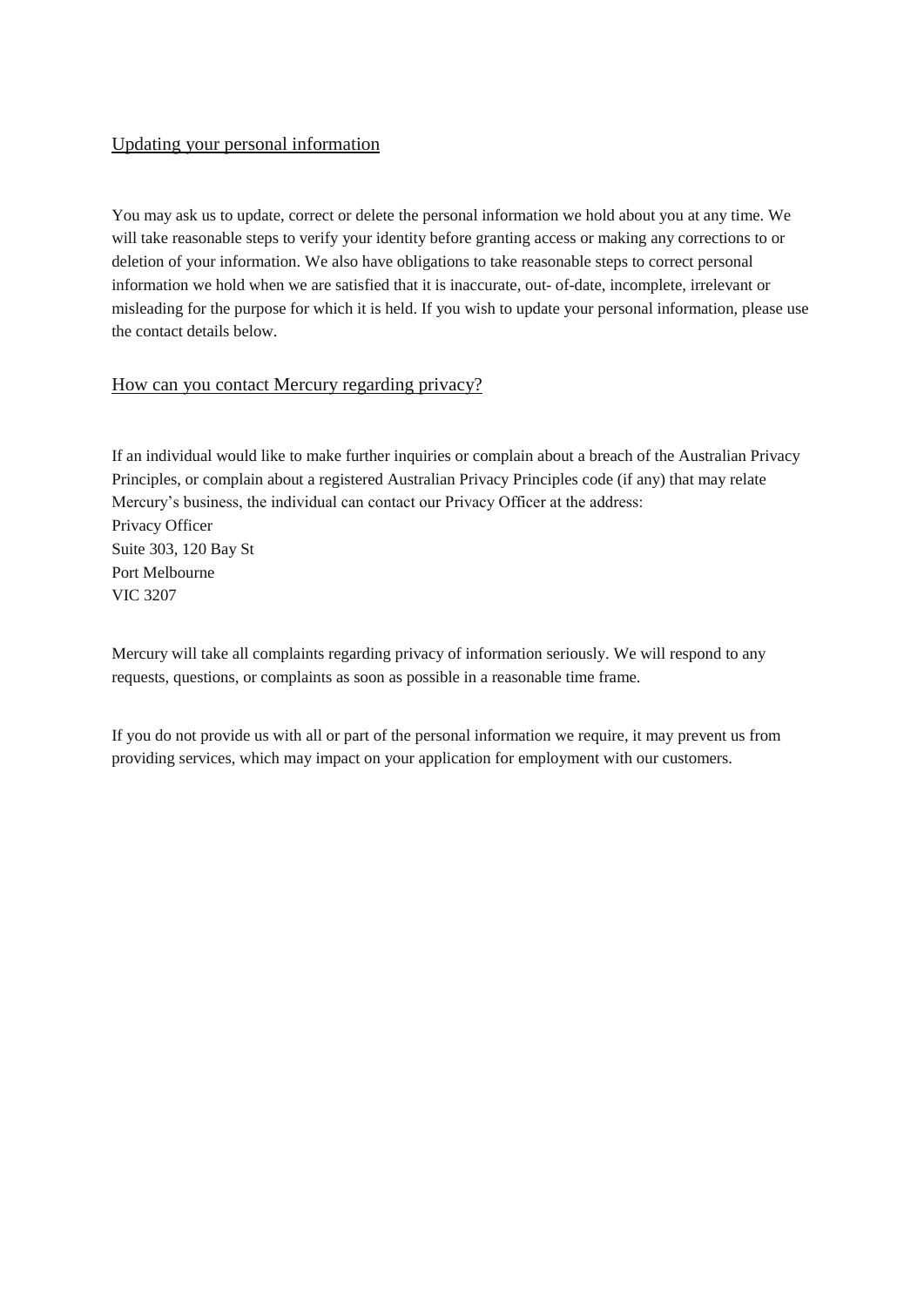## Updating your personal information

You may ask us to update, correct or delete the personal information we hold about you at any time. We will take reasonable steps to verify your identity before granting access or making any corrections to or deletion of your information. We also have obligations to take reasonable steps to correct personal information we hold when we are satisfied that it is inaccurate, out- of-date, incomplete, irrelevant or misleading for the purpose for which it is held. If you wish to update your personal information, please use the contact details below.

## How can you contact Mercury regarding privacy?

If an individual would like to make further inquiries or complain about a breach of the Australian Privacy Principles, or complain about a registered Australian Privacy Principles code (if any) that may relate Mercury's business, the individual can contact our Privacy Officer at the address:
Privacy Officer
Suite 303, 120 Bay St
Port Melbourne
VIC 3207

Mercury will take all complaints regarding privacy of information seriously. We will respond to any requests, questions, or complaints as soon as possible in a reasonable time frame.

If you do not provide us with all or part of the personal information we require, it may prevent us from providing services, which may impact on your application for employment with our customers.